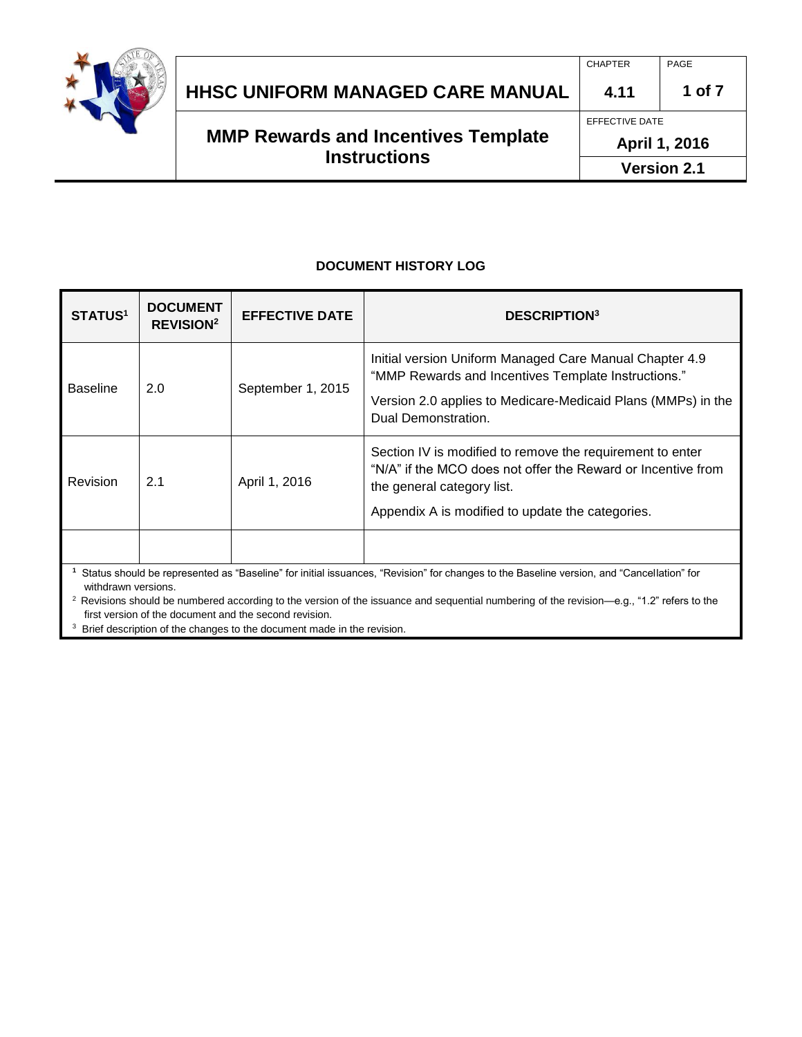# HHSC UNIFORM MANAGED CARE MANUAL

## MMP Rewards and Incentives Template Instructions

| CHAPTER | PAGE |
| --- | --- |
| 4.11 | 1 of 7 |
| EFFECTIVE DATE | |
| April 1, 2016 | |
| Version 2.1 | |

### DOCUMENT HISTORY LOG

| STATUS[1] | DOCUMENT REVISION[2] | EFFECTIVE DATE | DESCRIPTION[3] |
| --- | --- | --- | --- |
| Baseline | 2.0 | September 1, 2015 | Initial version Uniform Managed Care Manual Chapter 4.9 "MMP Rewards and Incentives Template Instructions." Version 2.0 applies to Medicare-Medicaid Plans (MMPs) in the Dual Demonstration. |
| Revision | 2.1 | April 1, 2016 | Section IV is modified to remove the requirement to enter "N/A" if the MCO does not offer the Reward or Incentive from the general category list. Appendix A is modified to update the categories. |
| | | | |

[1] Status should be represented as "Baseline" for initial issuances, "Revision" for changes to the Baseline version, and "Cancellation" for withdrawn versions.

[2] Revisions should be numbered according to the version of the issuance and sequential numbering of the revision—e.g., "1.2" refers to the first version of the document and the second revision.

[3] Brief description of the changes to the document made in the revision.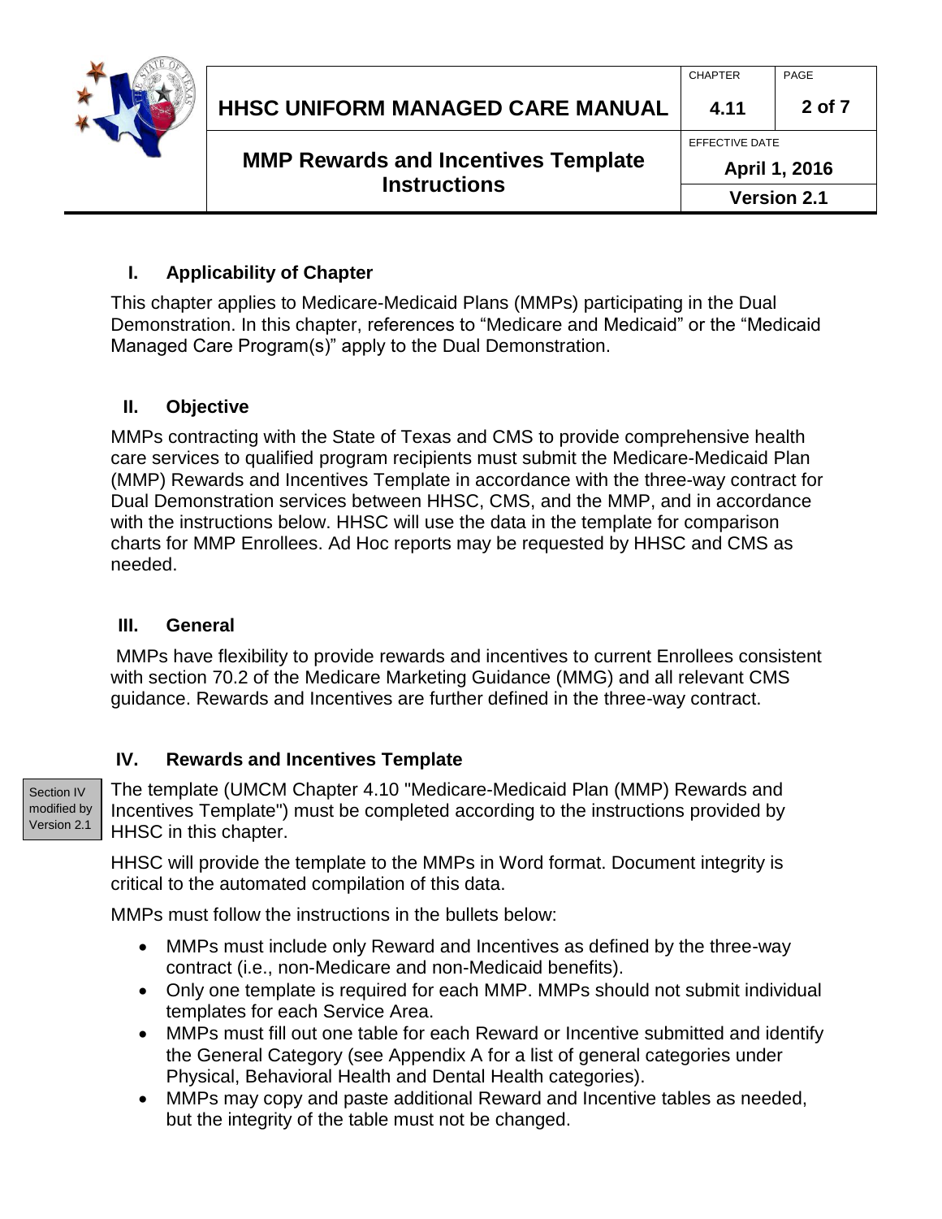## I. Applicability of Chapter

This chapter applies to Medicare-Medicaid Plans (MMPs) participating in the Dual Demonstration. In this chapter, references to "Medicare and Medicaid" or the "Medicaid Managed Care Program(s)" apply to the Dual Demonstration.

## II. Objective

MMPs contracting with the State of Texas and CMS to provide comprehensive health care services to qualified program recipients must submit the Medicare-Medicaid Plan (MMP) Rewards and Incentives Template in accordance with the three-way contract for Dual Demonstration services between HHSC, CMS, and the MMP, and in accordance with the instructions below. HHSC will use the data in the template for comparison charts for MMP Enrollees. Ad Hoc reports may be requested by HHSC and CMS as needed.

## III. General

MMPs have flexibility to provide rewards and incentives to current Enrollees consistent with section 70.2 of the Medicare Marketing Guidance (MMG) and all relevant CMS guidance. Rewards and Incentives are further defined in the three-way contract.

## IV. Rewards and Incentives Template

Section IV modified by Version 2.1

The template (UMCM Chapter 4.10 "Medicare-Medicaid Plan (MMP) Rewards and Incentives Template") must be completed according to the instructions provided by HHSC in this chapter.

HHSC will provide the template to the MMPs in Word format. Document integrity is critical to the automated compilation of this data.

MMPs must follow the instructions in the bullets below:

- MMPs must include only Reward and Incentives as defined by the three-way contract (i.e., non-Medicare and non-Medicaid benefits).
- Only one template is required for each MMP. MMPs should not submit individual templates for each Service Area.
- MMPs must fill out one table for each Reward or Incentive submitted and identify the General Category (see Appendix A for a list of general categories under Physical, Behavioral Health and Dental Health categories).
- MMPs may copy and paste additional Reward and Incentive tables as needed, but the integrity of the table must not be changed.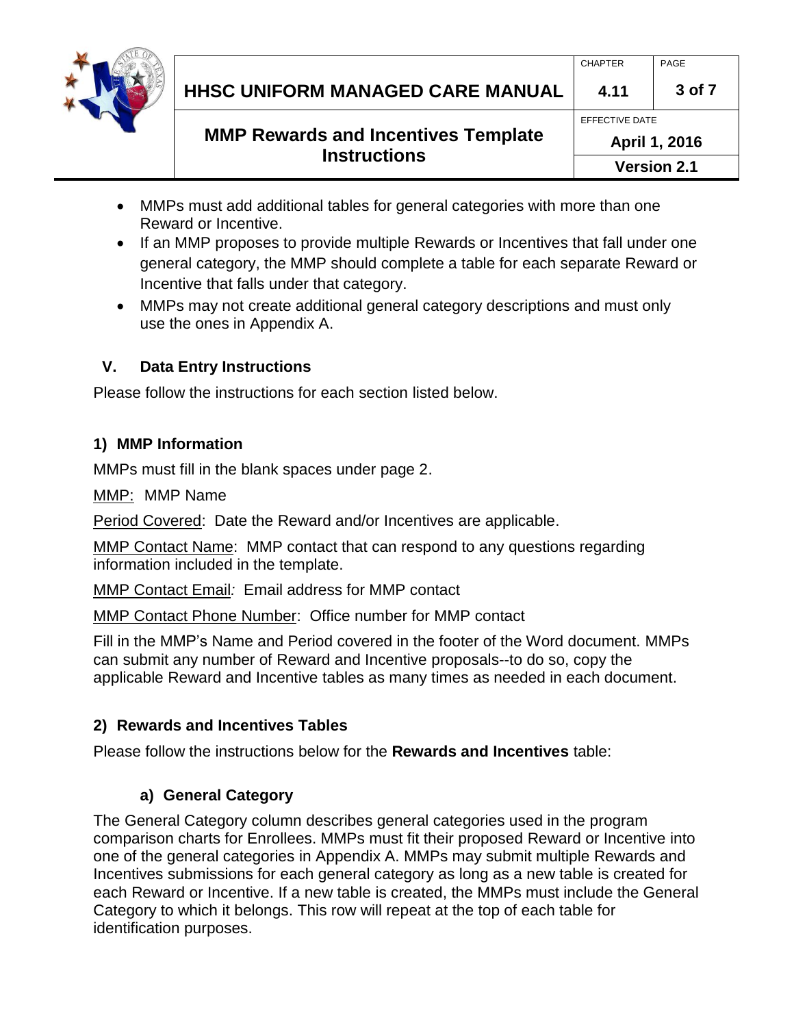- MMPs must add additional tables for general categories with more than one Reward or Incentive.
- If an MMP proposes to provide multiple Rewards or Incentives that fall under one general category, the MMP should complete a table for each separate Reward or Incentive that falls under that category.
- MMPs may not create additional general category descriptions and must only use the ones in Appendix A.

## V. Data Entry Instructions

Please follow the instructions for each section listed below.

### 1) MMP Information

MMPs must fill in the blank spaces under page 2.

<u>MMP:</u> MMP Name

<u>Period Covered</u>: Date the Reward and/or Incentives are applicable.

<u>MMP Contact Name</u>: MMP contact that can respond to any questions regarding information included in the template.

<u>MMP Contact Email</u>: Email address for MMP contact

<u>MMP Contact Phone Number</u>: Office number for MMP contact

Fill in the MMP's Name and Period covered in the footer of the Word document. MMPs can submit any number of Reward and Incentive proposals--to do so, copy the applicable Reward and Incentive tables as many times as needed in each document.

### 2) Rewards and Incentives Tables

Please follow the instructions below for the **Rewards and Incentives** table:

#### a) General Category

The General Category column describes general categories used in the program comparison charts for Enrollees. MMPs must fit their proposed Reward or Incentive into one of the general categories in Appendix A. MMPs may submit multiple Rewards and Incentives submissions for each general category as long as a new table is created for each Reward or Incentive. If a new table is created, the MMPs must include the General Category to which it belongs. This row will repeat at the top of each table for identification purposes.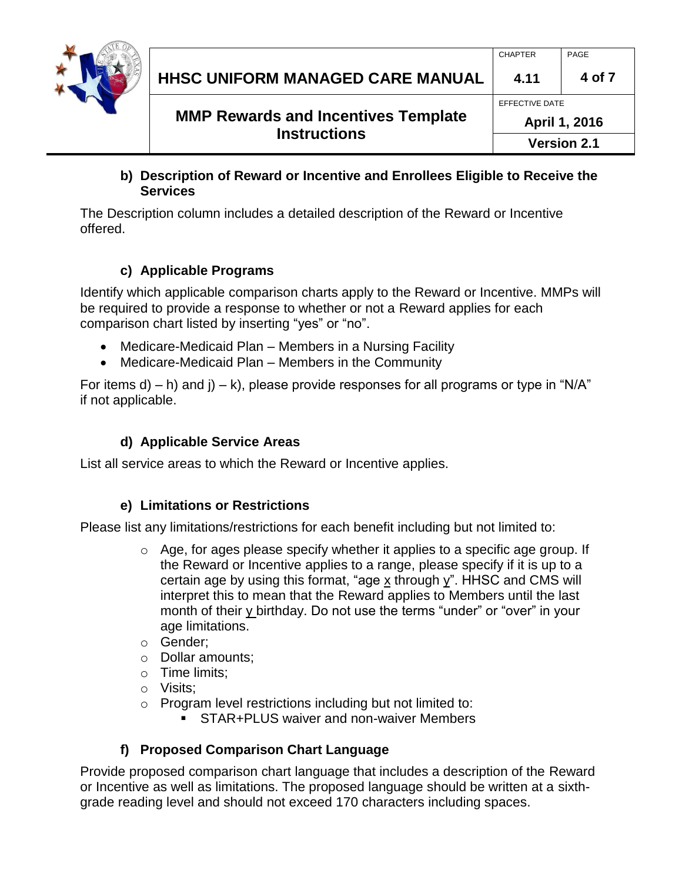### b) Description of Reward or Incentive and Enrollees Eligible to Receive the Services

The Description column includes a detailed description of the Reward or Incentive offered.

### c) Applicable Programs

Identify which applicable comparison charts apply to the Reward or Incentive. MMPs will be required to provide a response to whether or not a Reward applies for each comparison chart listed by inserting "yes" or "no".

- Medicare-Medicaid Plan – Members in a Nursing Facility
- Medicare-Medicaid Plan – Members in the Community

For items d) – h) and j) – k), please provide responses for all programs or type in "N/A" if not applicable.

### d) Applicable Service Areas

List all service areas to which the Reward or Incentive applies.

### e) Limitations or Restrictions

Please list any limitations/restrictions for each benefit including but not limited to:

- Age, for ages please specify whether it applies to a specific age group. If the Reward or Incentive applies to a range, please specify if it is up to a certain age by using this format, "age x through y". HHSC and CMS will interpret this to mean that the Reward applies to Members until the last month of their y birthday. Do not use the terms "under" or "over" in your age limitations.
- Gender;
- Dollar amounts;
- Time limits;
- Visits;
- Program level restrictions including but not limited to:
  - STAR+PLUS waiver and non-waiver Members

### f) Proposed Comparison Chart Language

Provide proposed comparison chart language that includes a description of the Reward or Incentive as well as limitations. The proposed language should be written at a sixth-grade reading level and should not exceed 170 characters including spaces.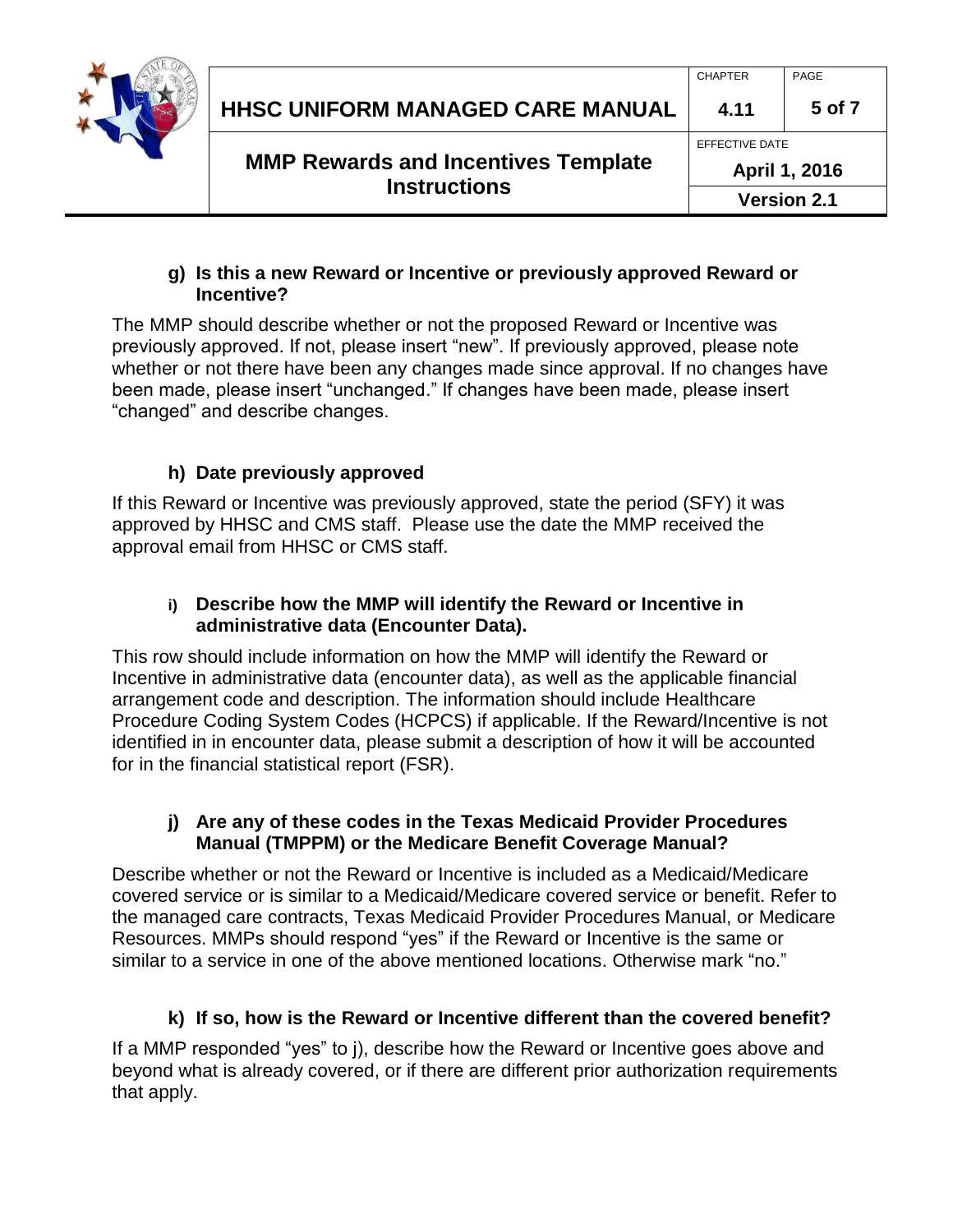### g) Is this a new Reward or Incentive or previously approved Reward or Incentive?

The MMP should describe whether or not the proposed Reward or Incentive was previously approved. If not, please insert “new”. If previously approved, please note whether or not there have been any changes made since approval. If no changes have been made, please insert “unchanged.” If changes have been made, please insert “changed” and describe changes.

### h) Date previously approved

If this Reward or Incentive was previously approved, state the period (SFY) it was approved by HHSC and CMS staff. Please use the date the MMP received the approval email from HHSC or CMS staff.

### i) Describe how the MMP will identify the Reward or Incentive in administrative data (Encounter Data).

This row should include information on how the MMP will identify the Reward or Incentive in administrative data (encounter data), as well as the applicable financial arrangement code and description. The information should include Healthcare Procedure Coding System Codes (HCPCS) if applicable. If the Reward/Incentive is not identified in in encounter data, please submit a description of how it will be accounted for in the financial statistical report (FSR).

### j) Are any of these codes in the Texas Medicaid Provider Procedures Manual (TMPPM) or the Medicare Benefit Coverage Manual?

Describe whether or not the Reward or Incentive is included as a Medicaid/Medicare covered service or is similar to a Medicaid/Medicare covered service or benefit. Refer to the managed care contracts, Texas Medicaid Provider Procedures Manual, or Medicare Resources. MMPs should respond “yes” if the Reward or Incentive is the same or similar to a service in one of the above mentioned locations. Otherwise mark “no.”

### k) If so, how is the Reward or Incentive different than the covered benefit?

If a MMP responded “yes” to j), describe how the Reward or Incentive goes above and beyond what is already covered, or if there are different prior authorization requirements that apply.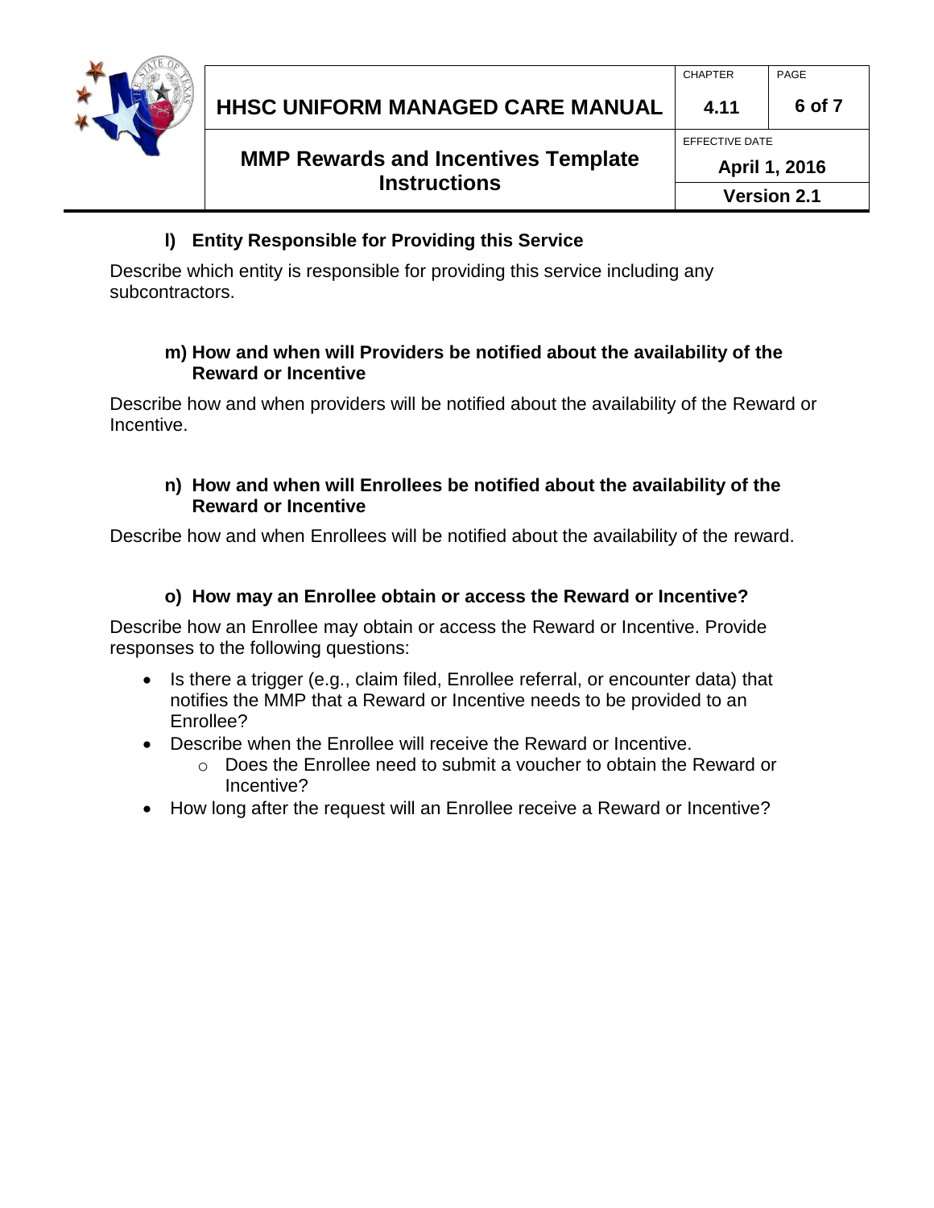### l) Entity Responsible for Providing this Service

Describe which entity is responsible for providing this service including any subcontractors.

### m) How and when will Providers be notified about the availability of the Reward or Incentive

Describe how and when providers will be notified about the availability of the Reward or Incentive.

### n) How and when will Enrollees be notified about the availability of the Reward or Incentive

Describe how and when Enrollees will be notified about the availability of the reward.

### o) How may an Enrollee obtain or access the Reward or Incentive?

Describe how an Enrollee may obtain or access the Reward or Incentive. Provide responses to the following questions:

- Is there a trigger (e.g., claim filed, Enrollee referral, or encounter data) that notifies the MMP that a Reward or Incentive needs to be provided to an Enrollee?
- Describe when the Enrollee will receive the Reward or Incentive.
  - Does the Enrollee need to submit a voucher to obtain the Reward or Incentive?
- How long after the request will an Enrollee receive a Reward or Incentive?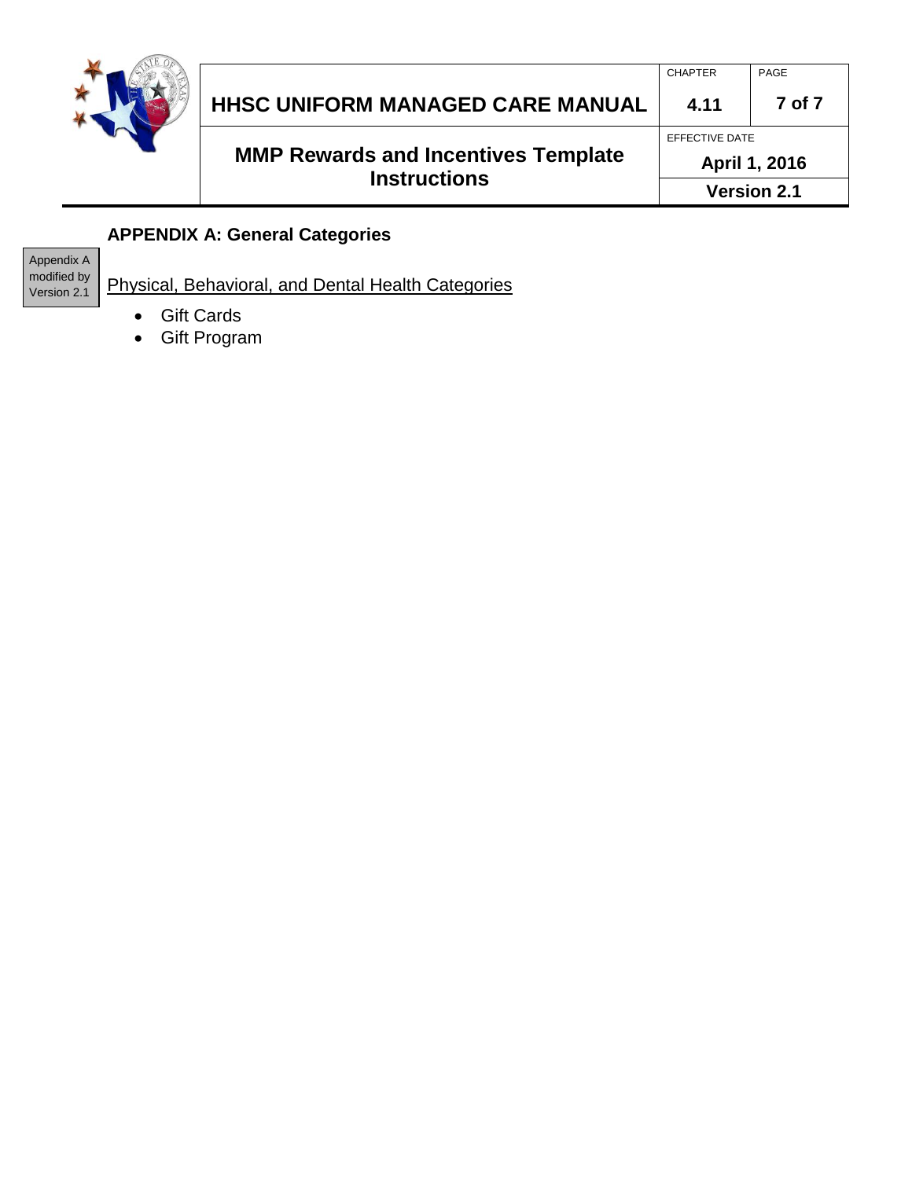## APPENDIX A: General Categories

Appendix A modified by Version 2.1

Physical, Behavioral, and Dental Health Categories

- Gift Cards
- Gift Program